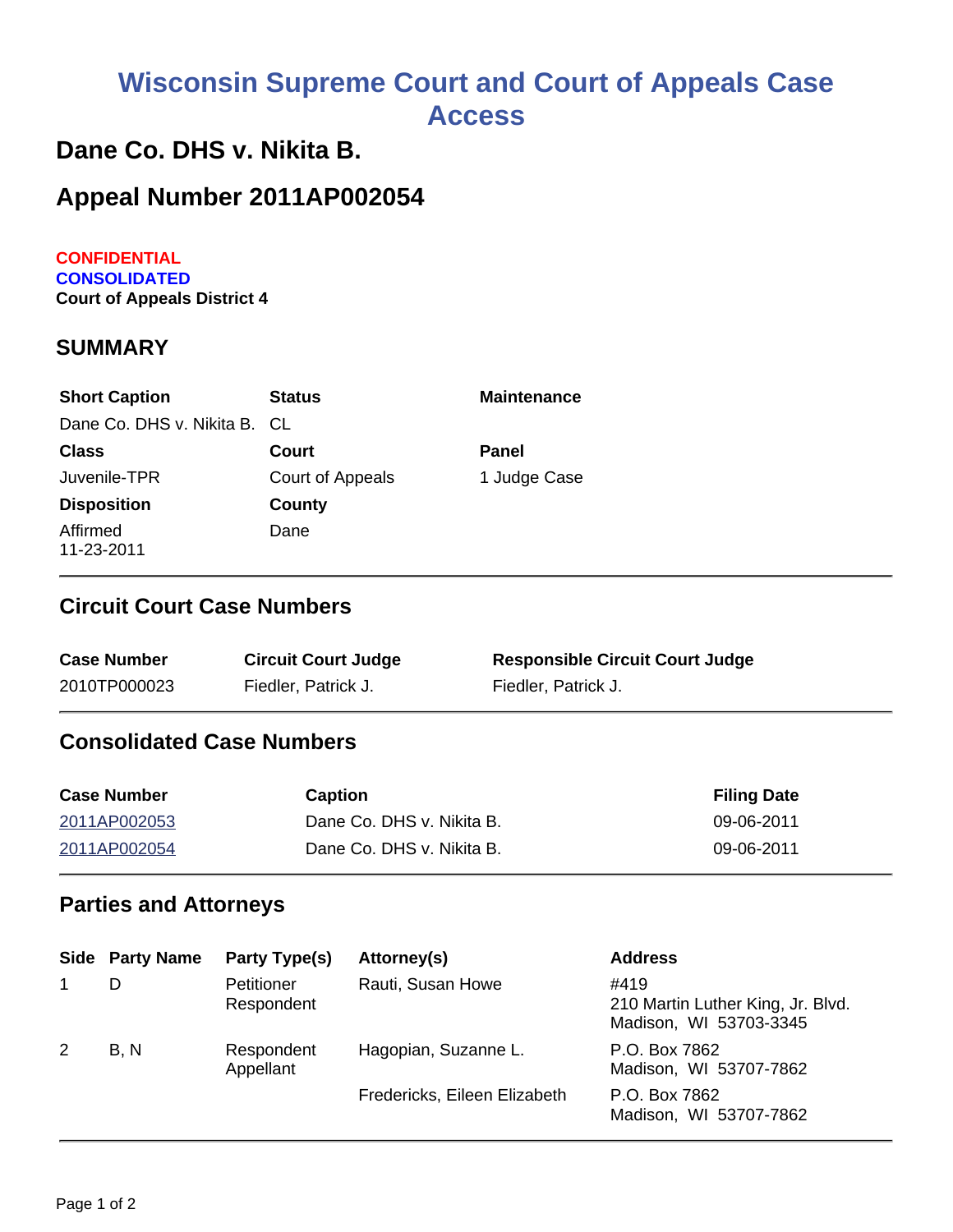# Wisconsin Supreme Court and Court of Appeals Case Access

## Dane Co. DHS v. Nikita B.

## Appeal Number 2011AP002054

**CONFIDENTIAL**
**CONSOLIDATED**
**Court of Appeals District 4**

### SUMMARY

| Short Caption | Status | Maintenance |
|---|---|---|
| Dane Co. DHS v. Nikita B. | CL | |
| **Class** | **Court** | **Panel** |
| Juvenile-TPR | Court of Appeals | 1 Judge Case |
| **Disposition** | **County** | |
| Affirmed 11-23-2011 | Dane | |

### Circuit Court Case Numbers

| Case Number | Circuit Court Judge | Responsible Circuit Court Judge |
|---|---|---|
| 2010TP000023 | Fiedler, Patrick J. | Fiedler, Patrick J. |

### Consolidated Case Numbers

| Case Number | Caption | Filing Date |
|---|---|---|
| 2011AP002053 | Dane Co. DHS v. Nikita B. | 09-06-2011 |
| 2011AP002054 | Dane Co. DHS v. Nikita B. | 09-06-2011 |

### Parties and Attorneys

| Side | Party Name | Party Type(s) | Attorney(s) | Address |
|---|---|---|---|---|
| 1 | D | Petitioner Respondent | Rauti, Susan Howe | #419 210 Martin Luther King, Jr. Blvd. Madison, WI 53703-3345 |
| 2 | B, N | Respondent Appellant | Hagopian, Suzanne L. | P.O. Box 7862 Madison, WI 53707-7862 |
| | | | Fredericks, Eileen Elizabeth | P.O. Box 7862 Madison, WI 53707-7862 |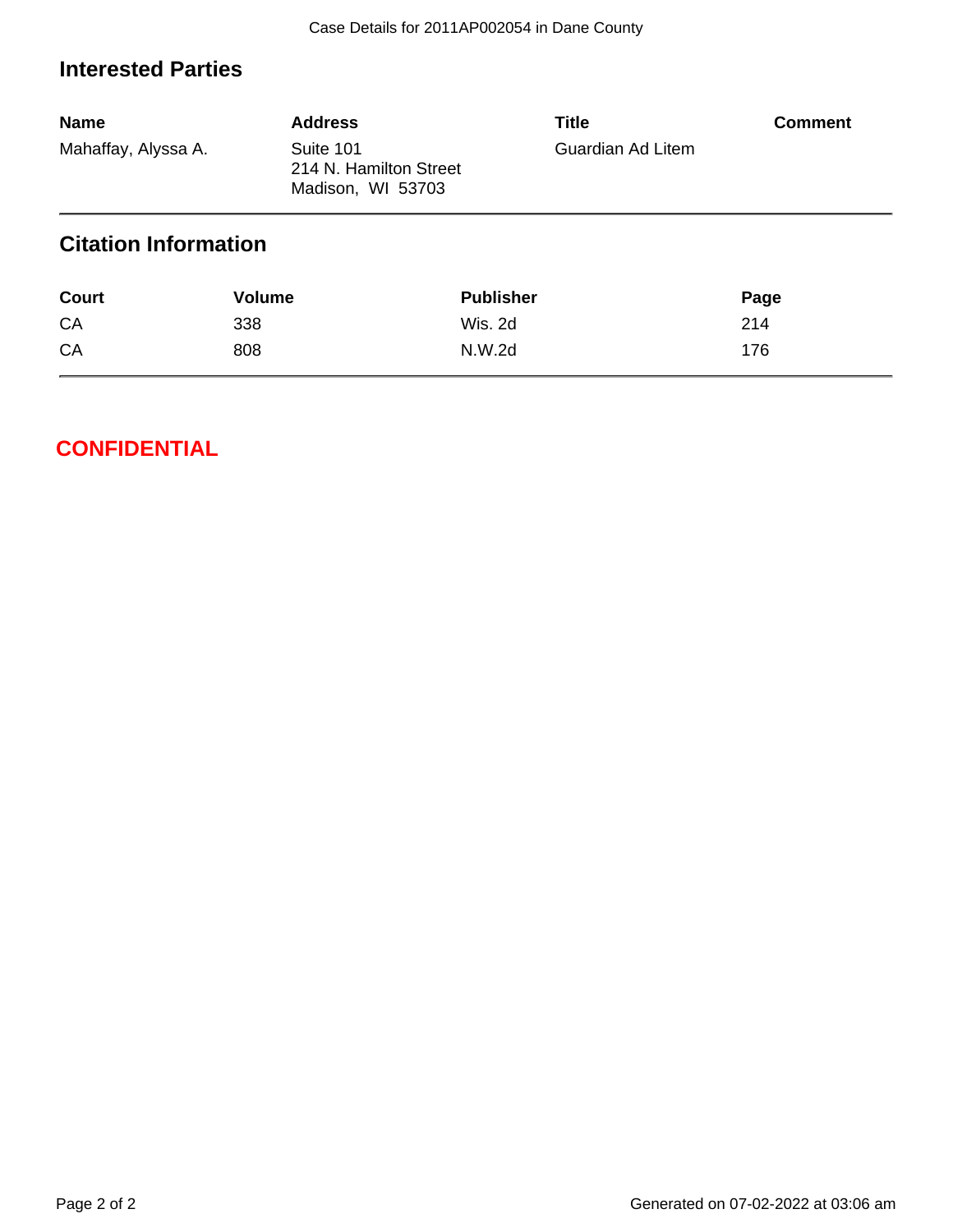## Interested Parties

| Name | Address | Title | Comment |
|---|---|---|---|
| Mahaffay, Alyssa A. | Suite 101<br>214 N. Hamilton Street<br>Madison, WI 53703 | Guardian Ad Litem | |

## Citation Information

| Court | Volume | Publisher | Page |
|---|---|---|---|
| CA | 338 | Wis. 2d | 214 |
| CA | 808 | N.W.2d | 176 |

**CONFIDENTIAL**